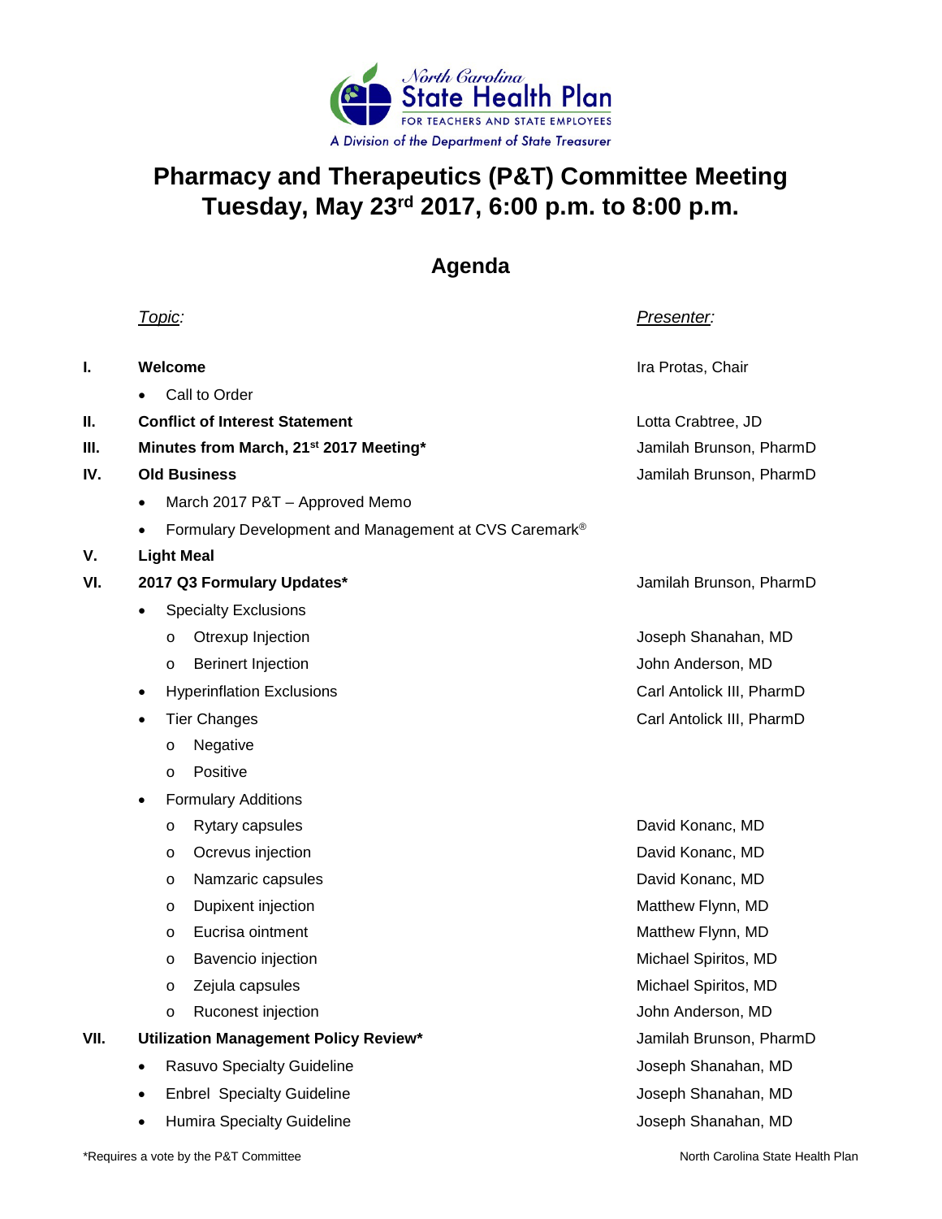North Carolina State Health Plan
FOR TEACHERS AND STATE EMPLOYEES
A Division of the Department of State Treasurer

# Pharmacy and Therapeutics (P&T) Committee Meeting
# Tuesday, May 23rd 2017, 6:00 p.m. to 8:00 p.m.

## Agenda

| | *Topic:* | *Presenter:* |
|---|---|---|
| **I.** | **Welcome** | Ira Protas, Chair |
| | • Call to Order | |
| **II.** | **Conflict of Interest Statement** | Lotta Crabtree, JD |
| **III.** | **Minutes from March, 21st 2017 Meeting*** | Jamilah Brunson, PharmD |
| **IV.** | **Old Business** | Jamilah Brunson, PharmD |
| | • March 2017 P&T – Approved Memo | |
| | • Formulary Development and Management at CVS Caremark® | |
| **V.** | **Light Meal** | |
| **VI.** | **2017 Q3 Formulary Updates*** | Jamilah Brunson, PharmD |
| | • Specialty Exclusions | |
| | o Otrexup Injection | Joseph Shanahan, MD |
| | o Berinert Injection | John Anderson, MD |
| | • Hyperinflation Exclusions | Carl Antolick III, PharmD |
| | • Tier Changes | Carl Antolick III, PharmD |
| | o Negative | |
| | o Positive | |
| | • Formulary Additions | |
| | o Rytary capsules | David Konanc, MD |
| | o Ocrevus injection | David Konanc, MD |
| | o Namzaric capsules | David Konanc, MD |
| | o Dupixent injection | Matthew Flynn, MD |
| | o Eucrisa ointment | Matthew Flynn, MD |
| | o Bavencio injection | Michael Spiritos, MD |
| | o Zejula capsules | Michael Spiritos, MD |
| | o Ruconest injection | John Anderson, MD |
| **VII.** | **Utilization Management Policy Review*** | Jamilah Brunson, PharmD |
| | • Rasuvo Specialty Guideline | Joseph Shanahan, MD |
| | • Enbrel Specialty Guideline | Joseph Shanahan, MD |
| | • Humira Specialty Guideline | Joseph Shanahan, MD |

*Requires a vote by the P&T Committee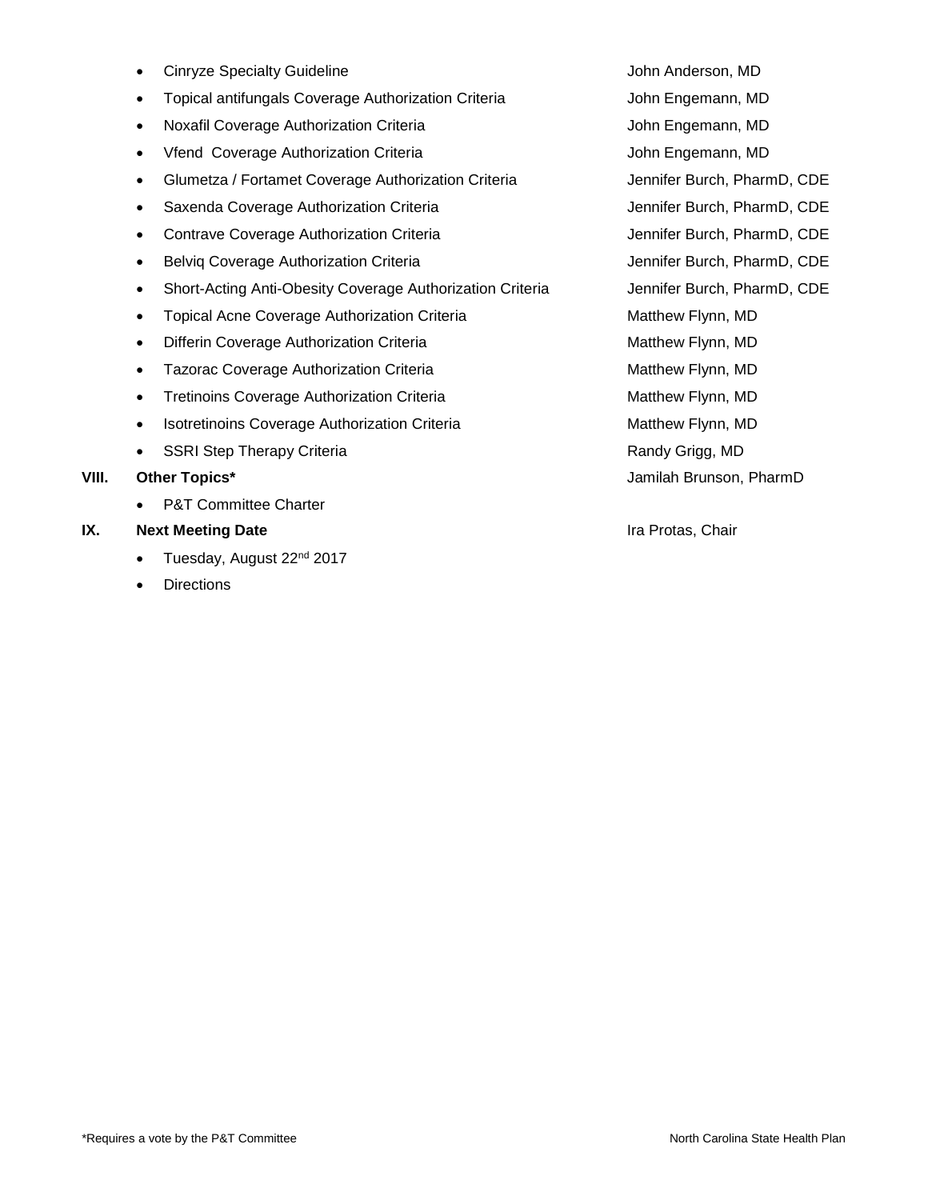- Cinryze Specialty Guideline — John Anderson, MD
- Topical antifungals Coverage Authorization Criteria — John Engemann, MD
- Noxafil Coverage Authorization Criteria — John Engemann, MD
- Vfend Coverage Authorization Criteria — John Engemann, MD
- Glumetza / Fortamet Coverage Authorization Criteria — Jennifer Burch, PharmD, CDE
- Saxenda Coverage Authorization Criteria — Jennifer Burch, PharmD, CDE
- Contrave Coverage Authorization Criteria — Jennifer Burch, PharmD, CDE
- Belviq Coverage Authorization Criteria — Jennifer Burch, PharmD, CDE
- Short-Acting Anti-Obesity Coverage Authorization Criteria — Jennifer Burch, PharmD, CDE
- Topical Acne Coverage Authorization Criteria — Matthew Flynn, MD
- Differin Coverage Authorization Criteria — Matthew Flynn, MD
- Tazorac Coverage Authorization Criteria — Matthew Flynn, MD
- Tretinoins Coverage Authorization Criteria — Matthew Flynn, MD
- Isotretinoins Coverage Authorization Criteria — Matthew Flynn, MD
- SSRI Step Therapy Criteria — Randy Grigg, MD

**VIII. Other Topics*** — Jamilah Brunson, PharmD

- P&T Committee Charter

**IX. Next Meeting Date** — Ira Protas, Chair

- Tuesday, August 22nd 2017
- Directions

*Requires a vote by the P&T Committee

North Carolina State Health Plan